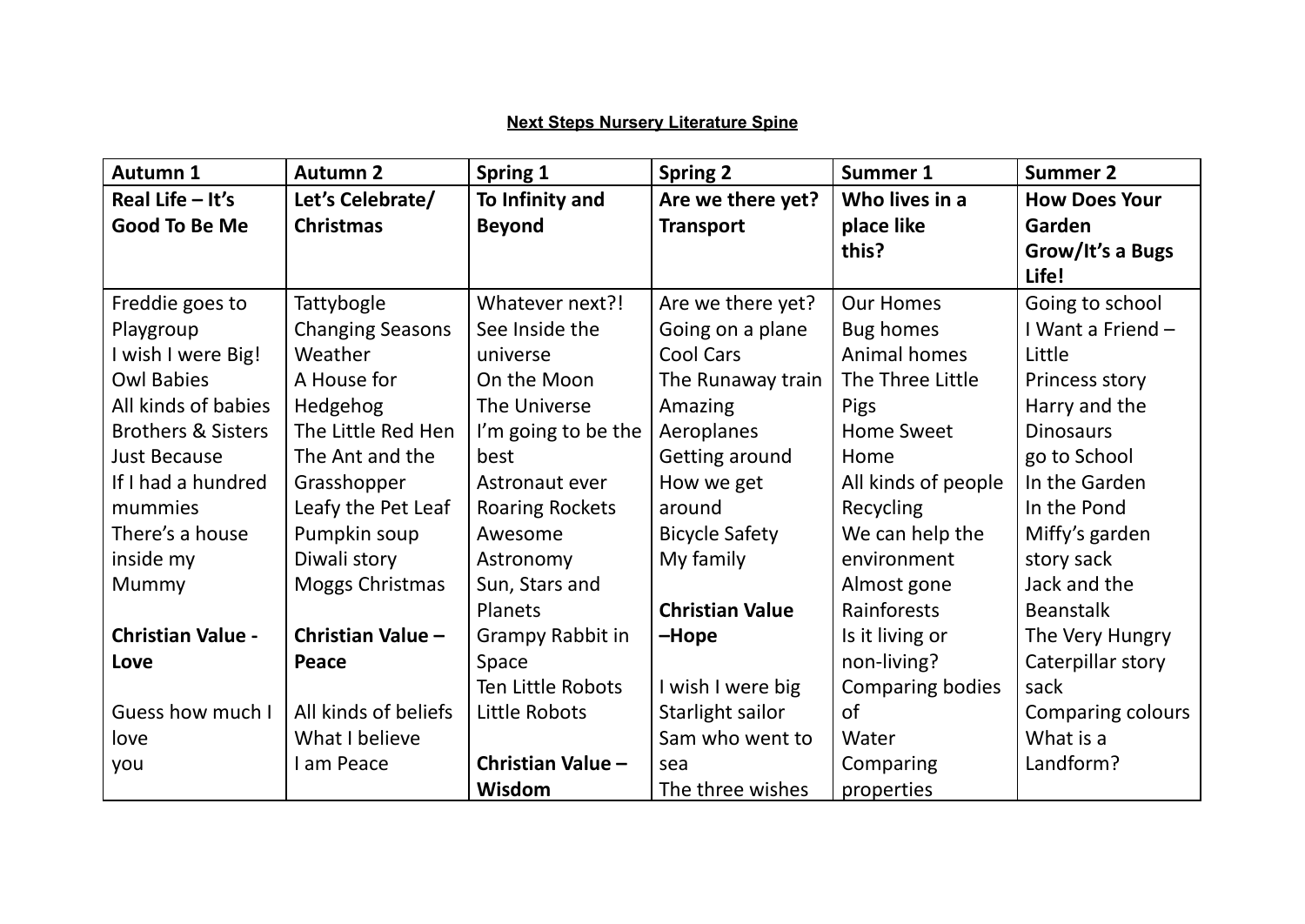# Next Steps Nursery Literature Spine

| Autumn 1 | Autumn 2 | Spring 1 | Spring 2 | Summer 1 | Summer 2 |
|---|---|---|---|---|---|
| **Real Life – It's Good To Be Me** | **Let's Celebrate/ Christmas** | **To Infinity and Beyond** | **Are we there yet? Transport** | **Who lives in a place like this?** | **How Does Your Garden Grow/It's a Bugs Life!** |
| Freddie goes to Playgroup<br>I wish I were Big!<br>Owl Babies<br>All kinds of babies<br>Brothers & Sisters<br>Just Because<br>If I had a hundred mummies<br>There's a house inside my Mummy<br><br>**Christian Value - Love**<br><br>Guess how much I love you | Tattybogle<br>Changing Seasons<br>Weather<br>A House for Hedgehog<br>The Little Red Hen<br>The Ant and the Grasshopper<br>Leafy the Pet Leaf<br>Pumpkin soup<br>Diwali story<br>Moggs Christmas<br><br>**Christian Value – Peace**<br><br>All kinds of beliefs<br>What I believe<br>I am Peace | Whatever next?!<br>See Inside the universe<br>On the Moon<br>The Universe<br>I'm going to be the best<br>Astronaut ever<br>Roaring Rockets<br>Awesome Astronomy<br>Sun, Stars and Planets<br>Grampy Rabbit in Space<br>Ten Little Robots<br>Little Robots<br><br>**Christian Value – Wisdom** | Are we there yet?<br>Going on a plane<br>Cool Cars<br>The Runaway train<br>Amazing Aeroplanes<br>Getting around<br>How we get around<br>Bicycle Safety<br>My family<br><br>**Christian Value –Hope**<br><br>I wish I were big<br>Starlight sailor<br>Sam who went to sea<br>The three wishes | Our Homes<br>Bug homes<br>Animal homes<br>The Three Little Pigs<br>Home Sweet Home<br>All kinds of people<br>Recycling<br>We can help the environment<br>Almost gone<br>Rainforests<br>Is it living or non-living?<br>Comparing bodies of<br>Water<br>Comparing properties | Going to school<br>I Want a Friend – Little<br>Princess story<br>Harry and the Dinosaurs<br>go to School<br>In the Garden<br>In the Pond<br>Miffy's garden story sack<br>Jack and the Beanstalk<br>The Very Hungry Caterpillar story sack<br>Comparing colours<br>What is a Landform? |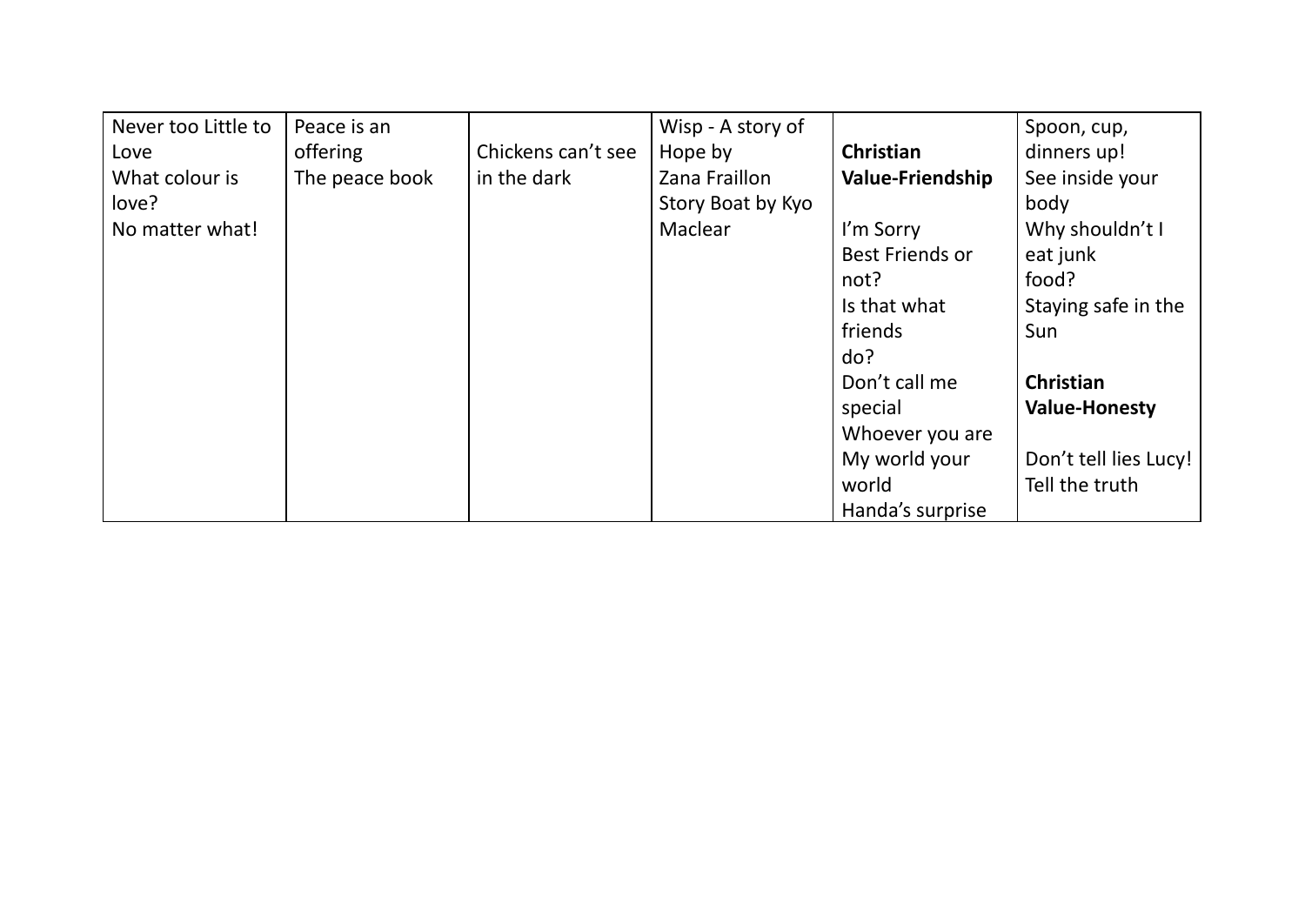| | | | | | |
|---|---|---|---|---|---|
| Never too Little to Love<br>What colour is love?<br>No matter what! | Peace is an offering<br>The peace book | Chickens can't see in the dark | Wisp - A story of Hope by Zana Fraillon<br>Story Boat by Kyo Maclear | **Christian Value-Friendship**<br><br>I'm Sorry<br>Best Friends or not?<br>Is that what friends do?<br>Don't call me special<br>Whoever you are<br>My world your world<br>Handa's surprise | Spoon, cup, dinners up!<br>See inside your body<br>Why shouldn't I eat junk food?<br>Staying safe in the Sun<br><br>**Christian Value-Honesty**<br><br>Don't tell lies Lucy!<br>Tell the truth |